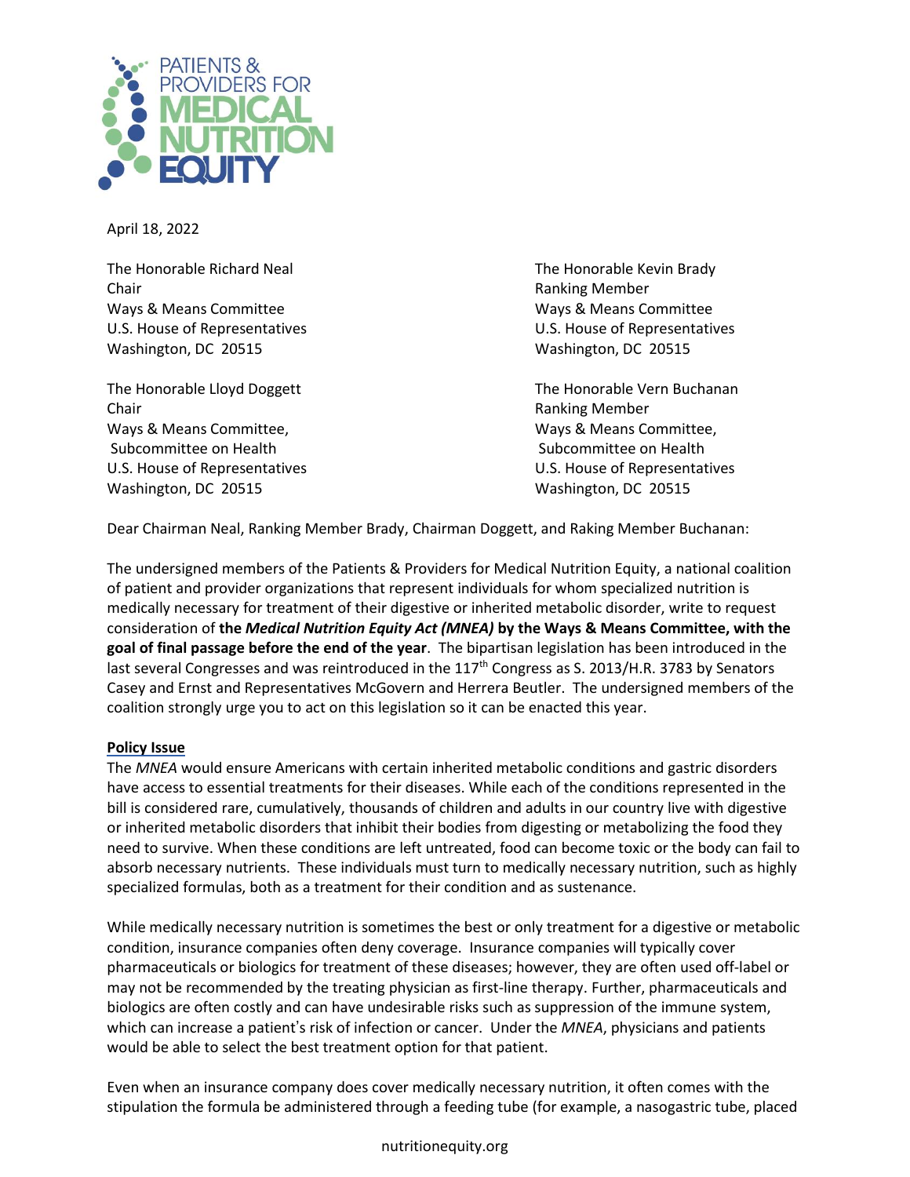PATIENTS & PROVIDERS FOR MEDICAL NUTRITION EQUITY

April 18, 2022

The Honorable Richard Neal
Chair
Ways & Means Committee
U.S. House of Representatives
Washington, DC 20515

The Honorable Kevin Brady
Ranking Member
Ways & Means Committee
U.S. House of Representatives
Washington, DC 20515

The Honorable Lloyd Doggett
Chair
Ways & Means Committee,
Subcommittee on Health
U.S. House of Representatives
Washington, DC 20515

The Honorable Vern Buchanan
Ranking Member
Ways & Means Committee,
Subcommittee on Health
U.S. House of Representatives
Washington, DC 20515

Dear Chairman Neal, Ranking Member Brady, Chairman Doggett, and Raking Member Buchanan:

The undersigned members of the Patients & Providers for Medical Nutrition Equity, a national coalition of patient and provider organizations that represent individuals for whom specialized nutrition is medically necessary for treatment of their digestive or inherited metabolic disorder, write to request consideration of **the *Medical Nutrition Equity Act (MNEA)* by the Ways & Means Committee, with the goal of final passage before the end of the year**. The bipartisan legislation has been introduced in the last several Congresses and was reintroduced in the 117th Congress as S. 2013/H.R. 3783 by Senators Casey and Ernst and Representatives McGovern and Herrera Beutler. The undersigned members of the coalition strongly urge you to act on this legislation so it can be enacted this year.

**Policy Issue**

The *MNEA* would ensure Americans with certain inherited metabolic conditions and gastric disorders have access to essential treatments for their diseases. While each of the conditions represented in the bill is considered rare, cumulatively, thousands of children and adults in our country live with digestive or inherited metabolic disorders that inhibit their bodies from digesting or metabolizing the food they need to survive. When these conditions are left untreated, food can become toxic or the body can fail to absorb necessary nutrients. These individuals must turn to medically necessary nutrition, such as highly specialized formulas, both as a treatment for their condition and as sustenance.

While medically necessary nutrition is sometimes the best or only treatment for a digestive or metabolic condition, insurance companies often deny coverage. Insurance companies will typically cover pharmaceuticals or biologics for treatment of these diseases; however, they are often used off-label or may not be recommended by the treating physician as first-line therapy. Further, pharmaceuticals and biologics are often costly and can have undesirable risks such as suppression of the immune system, which can increase a patient's risk of infection or cancer. Under the *MNEA*, physicians and patients would be able to select the best treatment option for that patient.

Even when an insurance company does cover medically necessary nutrition, it often comes with the stipulation the formula be administered through a feeding tube (for example, a nasogastric tube, placed

nutritionequity.org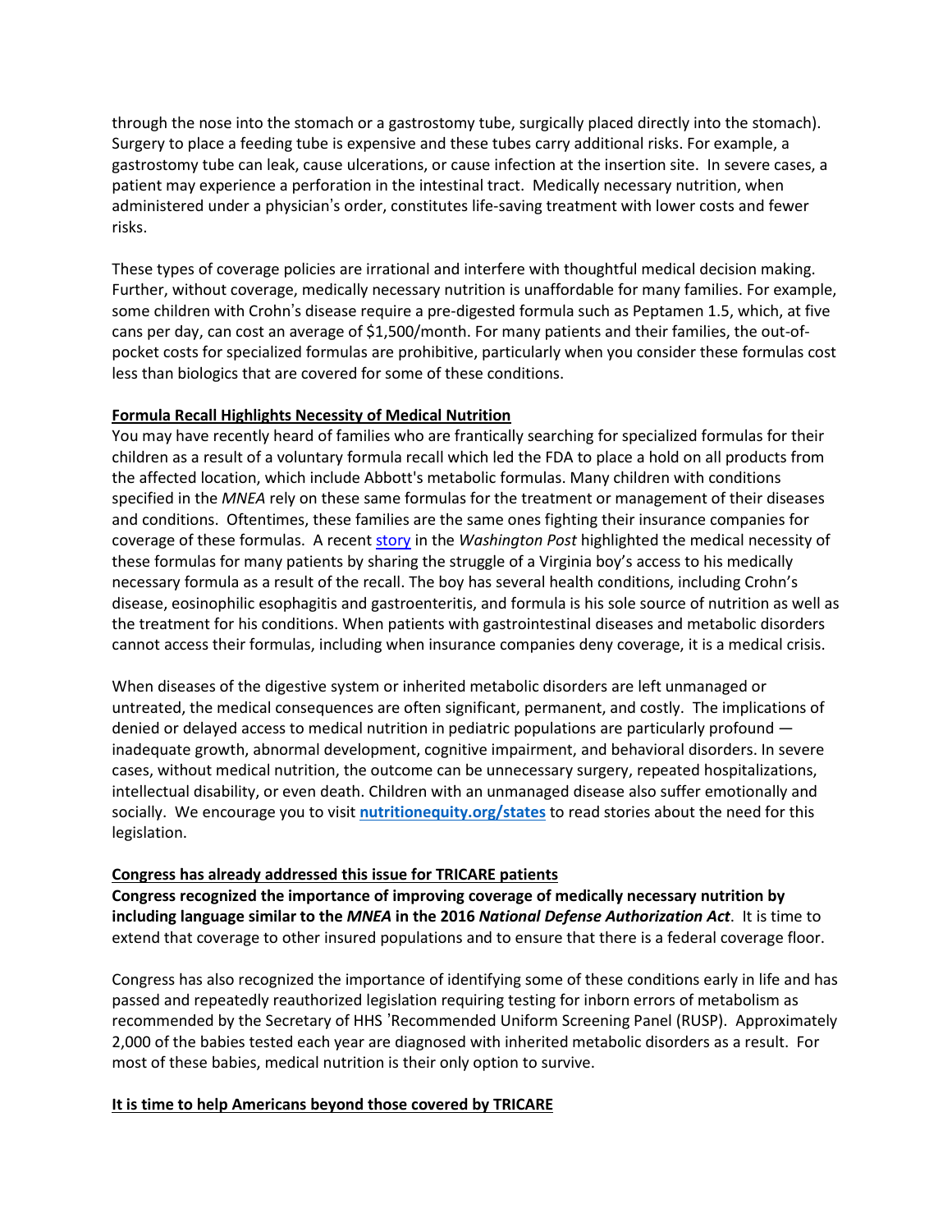through the nose into the stomach or a gastrostomy tube, surgically placed directly into the stomach). Surgery to place a feeding tube is expensive and these tubes carry additional risks. For example, a gastrostomy tube can leak, cause ulcerations, or cause infection at the insertion site. In severe cases, a patient may experience a perforation in the intestinal tract. Medically necessary nutrition, when administered under a physician's order, constitutes life-saving treatment with lower costs and fewer risks.

These types of coverage policies are irrational and interfere with thoughtful medical decision making. Further, without coverage, medically necessary nutrition is unaffordable for many families. For example, some children with Crohn's disease require a pre-digested formula such as Peptamen 1.5, which, at five cans per day, can cost an average of $1,500/month. For many patients and their families, the out-of-pocket costs for specialized formulas are prohibitive, particularly when you consider these formulas cost less than biologics that are covered for some of these conditions.

**Formula Recall Highlights Necessity of Medical Nutrition**

You may have recently heard of families who are frantically searching for specialized formulas for their children as a result of a voluntary formula recall which led the FDA to place a hold on all products from the affected location, which include Abbott's metabolic formulas. Many children with conditions specified in the *MNEA* rely on these same formulas for the treatment or management of their diseases and conditions. Oftentimes, these families are the same ones fighting their insurance companies for coverage of these formulas. A recent story in the *Washington Post* highlighted the medical necessity of these formulas for many patients by sharing the struggle of a Virginia boy's access to his medically necessary formula as a result of the recall. The boy has several health conditions, including Crohn's disease, eosinophilic esophagitis and gastroenteritis, and formula is his sole source of nutrition as well as the treatment for his conditions. When patients with gastrointestinal diseases and metabolic disorders cannot access their formulas, including when insurance companies deny coverage, it is a medical crisis.

When diseases of the digestive system or inherited metabolic disorders are left unmanaged or untreated, the medical consequences are often significant, permanent, and costly. The implications of denied or delayed access to medical nutrition in pediatric populations are particularly profound — inadequate growth, abnormal development, cognitive impairment, and behavioral disorders. In severe cases, without medical nutrition, the outcome can be unnecessary surgery, repeated hospitalizations, intellectual disability, or even death. Children with an unmanaged disease also suffer emotionally and socially. We encourage you to visit **nutritionequity.org/states** to read stories about the need for this legislation.

**Congress has already addressed this issue for TRICARE patients**

**Congress recognized the importance of improving coverage of medically necessary nutrition by including language similar to the *MNEA* in the 2016 *National Defense Authorization Act*.** It is time to extend that coverage to other insured populations and to ensure that there is a federal coverage floor.

Congress has also recognized the importance of identifying some of these conditions early in life and has passed and repeatedly reauthorized legislation requiring testing for inborn errors of metabolism as recommended by the Secretary of HHS 'Recommended Uniform Screening Panel (RUSP). Approximately 2,000 of the babies tested each year are diagnosed with inherited metabolic disorders as a result. For most of these babies, medical nutrition is their only option to survive.

**It is time to help Americans beyond those covered by TRICARE**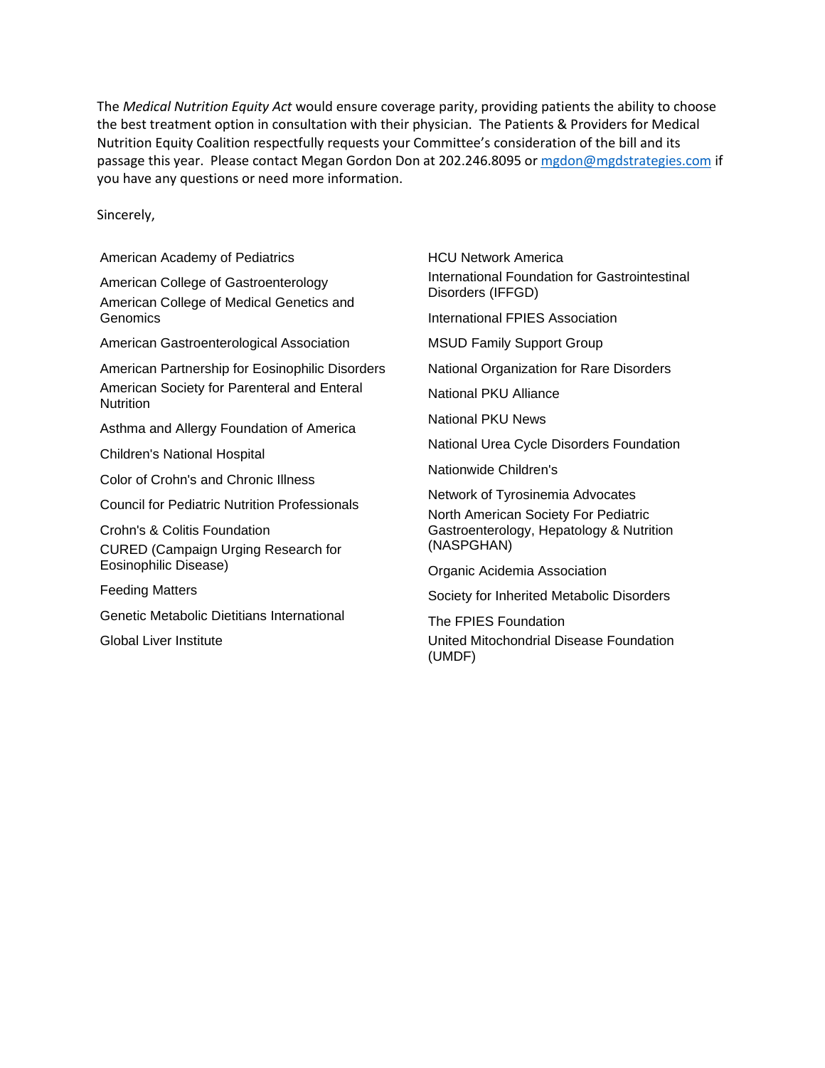The *Medical Nutrition Equity Act* would ensure coverage parity, providing patients the ability to choose the best treatment option in consultation with their physician. The Patients & Providers for Medical Nutrition Equity Coalition respectfully requests your Committee's consideration of the bill and its passage this year. Please contact Megan Gordon Don at 202.246.8095 or mgdon@mgdstrategies.com if you have any questions or need more information.

Sincerely,

American Academy of Pediatrics

American College of Gastroenterology

American College of Medical Genetics and Genomics

American Gastroenterological Association

American Partnership for Eosinophilic Disorders

American Society for Parenteral and Enteral Nutrition

Asthma and Allergy Foundation of America

Children's National Hospital

Color of Crohn's and Chronic Illness

Council for Pediatric Nutrition Professionals

Crohn's & Colitis Foundation

CURED (Campaign Urging Research for Eosinophilic Disease)

Feeding Matters

Genetic Metabolic Dietitians International

Global Liver Institute

HCU Network America

International Foundation for Gastrointestinal Disorders (IFFGD)

International FPIES Association

MSUD Family Support Group

National Organization for Rare Disorders

National PKU Alliance

National PKU News

National Urea Cycle Disorders Foundation

Nationwide Children's

Network of Tyrosinemia Advocates

North American Society For Pediatric Gastroenterology, Hepatology & Nutrition (NASPGHAN)

Organic Acidemia Association

Society for Inherited Metabolic Disorders

The FPIES Foundation

United Mitochondrial Disease Foundation (UMDF)